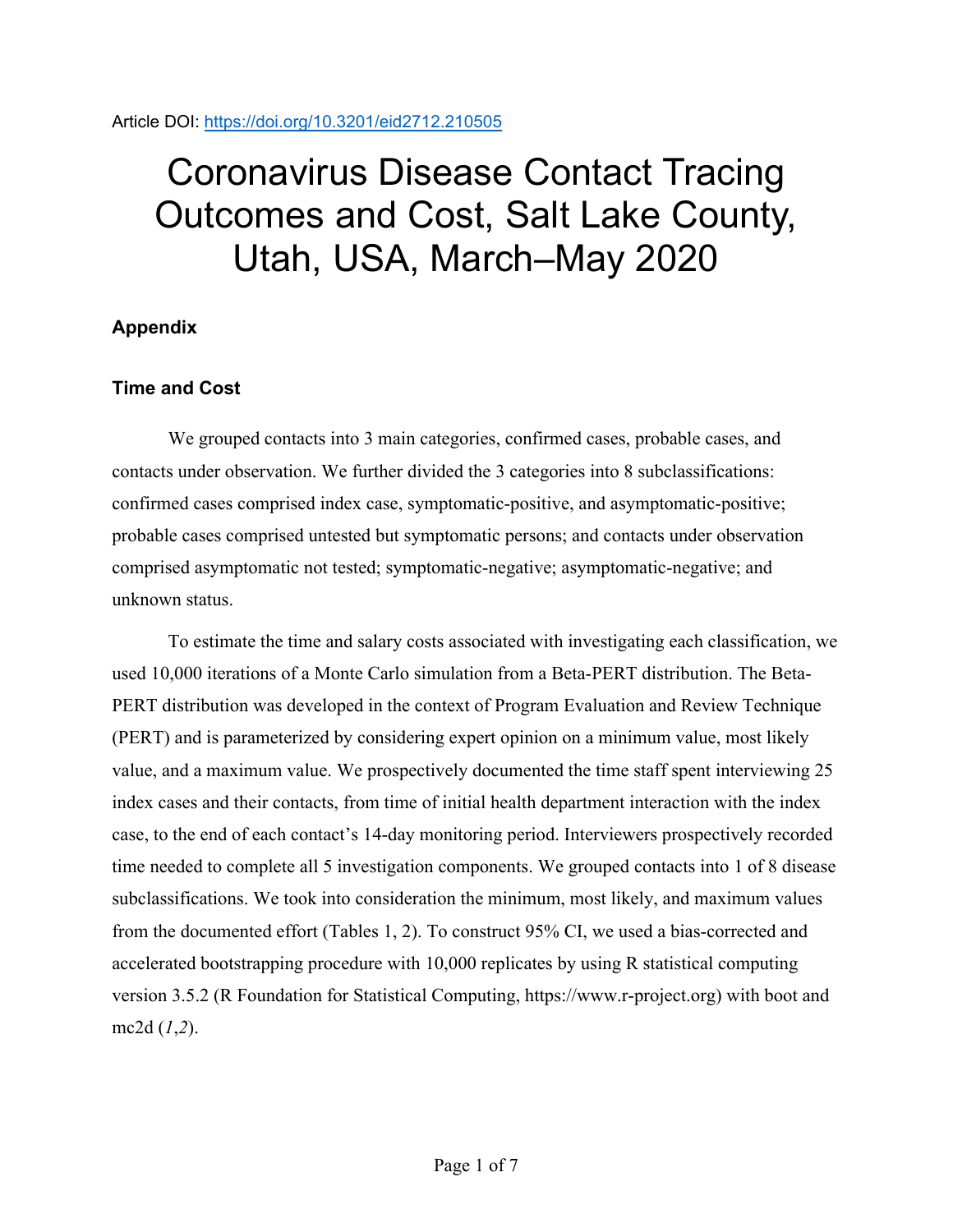Article DOI: https://doi.org/10.3201/eid2712.210505

# Coronavirus Disease Contact Tracing Outcomes and Cost, Salt Lake County, Utah, USA, March–May 2020

## Appendix

### Time and Cost

We grouped contacts into 3 main categories, confirmed cases, probable cases, and contacts under observation. We further divided the 3 categories into 8 subclassifications: confirmed cases comprised index case, symptomatic-positive, and asymptomatic-positive; probable cases comprised untested but symptomatic persons; and contacts under observation comprised asymptomatic not tested; symptomatic-negative; asymptomatic-negative; and unknown status.

To estimate the time and salary costs associated with investigating each classification, we used 10,000 iterations of a Monte Carlo simulation from a Beta-PERT distribution. The Beta-PERT distribution was developed in the context of Program Evaluation and Review Technique (PERT) and is parameterized by considering expert opinion on a minimum value, most likely value, and a maximum value. We prospectively documented the time staff spent interviewing 25 index cases and their contacts, from time of initial health department interaction with the index case, to the end of each contact's 14-day monitoring period. Interviewers prospectively recorded time needed to complete all 5 investigation components. We grouped contacts into 1 of 8 disease subclassifications. We took into consideration the minimum, most likely, and maximum values from the documented effort (Tables 1, 2). To construct 95% CI, we used a bias-corrected and accelerated bootstrapping procedure with 10,000 replicates by using R statistical computing version 3.5.2 (R Foundation for Statistical Computing, https://www.r-project.org) with boot and mc2d (*1*,*2*).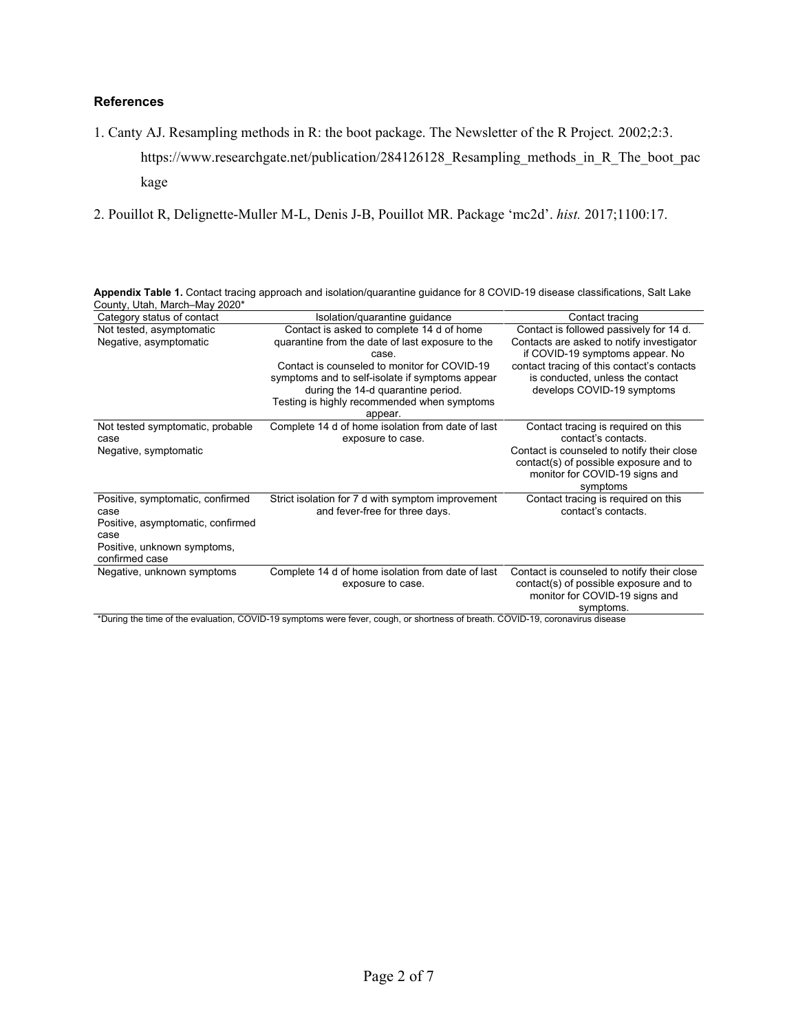### References

1. Canty AJ. Resampling methods in R: the boot package. The Newsletter of the R Project. 2002;2:3. https://www.researchgate.net/publication/284126128_Resampling_methods_in_R_The_boot_package

2. Pouillot R, Delignette-Muller M-L, Denis J-B, Pouillot MR. Package 'mc2d'. *hist.* 2017;1100:17.

**Appendix Table 1.** Contact tracing approach and isolation/quarantine guidance for 8 COVID-19 disease classifications, Salt Lake County, Utah, March–May 2020*

| Category status of contact | Isolation/quarantine guidance | Contact tracing |
| --- | --- | --- |
| Not tested, asymptomatic<br>Negative, asymptomatic | Contact is asked to complete 14 d of home quarantine from the date of last exposure to the case.<br>Contact is counseled to monitor for COVID-19 symptoms and to self-isolate if symptoms appear during the 14-d quarantine period.<br>Testing is highly recommended when symptoms appear. | Contact is followed passively for 14 d. Contacts are asked to notify investigator if COVID-19 symptoms appear. No contact tracing of this contact's contacts is conducted, unless the contact develops COVID-19 symptoms |
| Not tested symptomatic, probable case<br>Negative, symptomatic | Complete 14 d of home isolation from date of last exposure to case. | Contact tracing is required on this contact's contacts.<br>Contact is counseled to notify their close contact(s) of possible exposure and to monitor for COVID-19 signs and symptoms |
| Positive, symptomatic, confirmed case<br>Positive, asymptomatic, confirmed case<br>Positive, unknown symptoms, confirmed case | Strict isolation for 7 d with symptom improvement and fever-free for three days. | Contact tracing is required on this contact's contacts. |
| Negative, unknown symptoms | Complete 14 d of home isolation from date of last exposure to case. | Contact is counseled to notify their close contact(s) of possible exposure and to monitor for COVID-19 signs and symptoms. |

*During the time of the evaluation, COVID-19 symptoms were fever, cough, or shortness of breath. COVID-19, coronavirus disease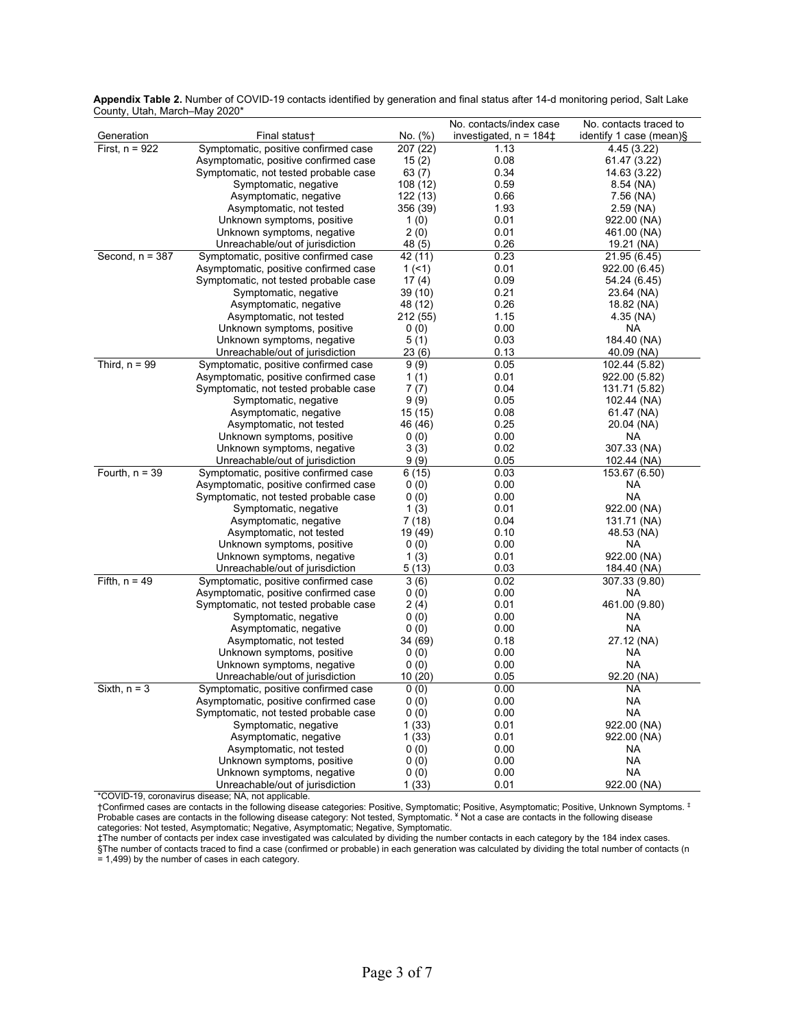**Appendix Table 2.** Number of COVID-19 contacts identified by generation and final status after 14-d monitoring period, Salt Lake County, Utah, March–May 2020*

| Generation | Final status† | No. (%) | No. contacts/index case investigated, n = 184‡ | No. contacts traced to identify 1 case (mean)§ |
|---|---|---|---|---|
| First, n = 922 | Symptomatic, positive confirmed case | 207 (22) | 1.13 | 4.45 (3.22) |
| | Asymptomatic, positive confirmed case | 15 (2) | 0.08 | 61.47 (3.22) |
| | Symptomatic, not tested probable case | 63 (7) | 0.34 | 14.63 (3.22) |
| | Symptomatic, negative | 108 (12) | 0.59 | 8.54 (NA) |
| | Asymptomatic, negative | 122 (13) | 0.66 | 7.56 (NA) |
| | Asymptomatic, not tested | 356 (39) | 1.93 | 2.59 (NA) |
| | Unknown symptoms, positive | 1 (0) | 0.01 | 922.00 (NA) |
| | Unknown symptoms, negative | 2 (0) | 0.01 | 461.00 (NA) |
| | Unreachable/out of jurisdiction | 48 (5) | 0.26 | 19.21 (NA) |
| Second, n = 387 | Symptomatic, positive confirmed case | 42 (11) | 0.23 | 21.95 (6.45) |
| | Asymptomatic, positive confirmed case | 1 (<1) | 0.01 | 922.00 (6.45) |
| | Symptomatic, not tested probable case | 17 (4) | 0.09 | 54.24 (6.45) |
| | Symptomatic, negative | 39 (10) | 0.21 | 23.64 (NA) |
| | Asymptomatic, negative | 48 (12) | 0.26 | 18.82 (NA) |
| | Asymptomatic, not tested | 212 (55) | 1.15 | 4.35 (NA) |
| | Unknown symptoms, positive | 0 (0) | 0.00 | NA |
| | Unknown symptoms, negative | 5 (1) | 0.03 | 184.40 (NA) |
| | Unreachable/out of jurisdiction | 23 (6) | 0.13 | 40.09 (NA) |
| Third, n = 99 | Symptomatic, positive confirmed case | 9 (9) | 0.05 | 102.44 (5.82) |
| | Asymptomatic, positive confirmed case | 1 (1) | 0.01 | 922.00 (5.82) |
| | Symptomatic, not tested probable case | 7 (7) | 0.04 | 131.71 (5.82) |
| | Symptomatic, negative | 9 (9) | 0.05 | 102.44 (NA) |
| | Asymptomatic, negative | 15 (15) | 0.08 | 61.47 (NA) |
| | Asymptomatic, not tested | 46 (46) | 0.25 | 20.04 (NA) |
| | Unknown symptoms, positive | 0 (0) | 0.00 | NA |
| | Unknown symptoms, negative | 3 (3) | 0.02 | 307.33 (NA) |
| | Unreachable/out of jurisdiction | 9 (9) | 0.05 | 102.44 (NA) |
| Fourth, n = 39 | Symptomatic, positive confirmed case | 6 (15) | 0.03 | 153.67 (6.50) |
| | Asymptomatic, positive confirmed case | 0 (0) | 0.00 | NA |
| | Symptomatic, not tested probable case | 0 (0) | 0.00 | NA |
| | Symptomatic, negative | 1 (3) | 0.01 | 922.00 (NA) |
| | Asymptomatic, negative | 7 (18) | 0.04 | 131.71 (NA) |
| | Asymptomatic, not tested | 19 (49) | 0.10 | 48.53 (NA) |
| | Unknown symptoms, positive | 0 (0) | 0.00 | NA |
| | Unknown symptoms, negative | 1 (3) | 0.01 | 922.00 (NA) |
| | Unreachable/out of jurisdiction | 5 (13) | 0.03 | 184.40 (NA) |
| Fifth, n = 49 | Symptomatic, positive confirmed case | 3 (6) | 0.02 | 307.33 (9.80) |
| | Asymptomatic, positive confirmed case | 0 (0) | 0.00 | NA |
| | Symptomatic, not tested probable case | 2 (4) | 0.01 | 461.00 (9.80) |
| | Symptomatic, negative | 0 (0) | 0.00 | NA |
| | Asymptomatic, negative | 0 (0) | 0.00 | NA |
| | Asymptomatic, not tested | 34 (69) | 0.18 | 27.12 (NA) |
| | Unknown symptoms, positive | 0 (0) | 0.00 | NA |
| | Unknown symptoms, negative | 0 (0) | 0.00 | NA |
| | Unreachable/out of jurisdiction | 10 (20) | 0.05 | 92.20 (NA) |
| Sixth, n = 3 | Symptomatic, positive confirmed case | 0 (0) | 0.00 | NA |
| | Asymptomatic, positive confirmed case | 0 (0) | 0.00 | NA |
| | Symptomatic, not tested probable case | 0 (0) | 0.00 | NA |
| | Symptomatic, negative | 1 (33) | 0.01 | 922.00 (NA) |
| | Asymptomatic, negative | 1 (33) | 0.01 | 922.00 (NA) |
| | Asymptomatic, not tested | 0 (0) | 0.00 | NA |
| | Unknown symptoms, positive | 0 (0) | 0.00 | NA |
| | Unknown symptoms, negative | 0 (0) | 0.00 | NA |
| | Unreachable/out of jurisdiction | 1 (33) | 0.01 | 922.00 (NA) |

*COVID-19, coronavirus disease; NA, not applicable.

†Confirmed cases are contacts in the following disease categories: Positive, Symptomatic; Positive, Asymptomatic; Positive, Unknown Symptoms. ‡ Probable cases are contacts in the following disease category: Not tested, Symptomatic. ¥ Not a case are contacts in the following disease categories: Not tested, Asymptomatic; Negative, Asymptomatic; Negative, Symptomatic.

‡The number of contacts per index case investigated was calculated by dividing the number contacts in each category by the 184 index cases.

§The number of contacts traced to find a case (confirmed or probable) in each generation was calculated by dividing the total number of contacts (n = 1,499) by the number of cases in each category.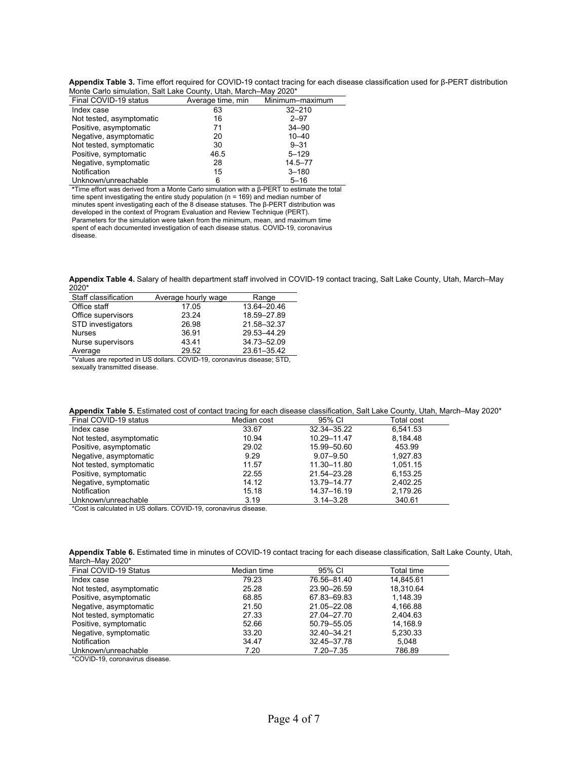**Appendix Table 3.** Time effort required for COVID-19 contact tracing for each disease classification used for β-PERT distribution Monte Carlo simulation, Salt Lake County, Utah, March–May 2020*

| Final COVID-19 status | Average time, min | Minimum–maximum |
|---|---|---|
| Index case | 63 | 32–210 |
| Not tested, asymptomatic | 16 | 2–97 |
| Positive, asymptomatic | 71 | 34–90 |
| Negative, asymptomatic | 20 | 10–40 |
| Not tested, symptomatic | 30 | 9–31 |
| Positive, symptomatic | 46.5 | 5–129 |
| Negative, symptomatic | 28 | 14.5–77 |
| Notification | 15 | 3–180 |
| Unknown/unreachable | 6 | 5–16 |

*Time effort was derived from a Monte Carlo simulation with a β-PERT to estimate the total time spent investigating the entire study population (n = 169) and median number of minutes spent investigating each of the 8 disease statuses. The β-PERT distribution was developed in the context of Program Evaluation and Review Technique (PERT). Parameters for the simulation were taken from the minimum, mean, and maximum time spent of each documented investigation of each disease status. COVID-19, coronavirus disease.

**Appendix Table 4.** Salary of health department staff involved in COVID-19 contact tracing, Salt Lake County, Utah, March–May 2020*

| Staff classification | Average hourly wage | Range |
|---|---|---|
| Office staff | 17.05 | 13.64–20.46 |
| Office supervisors | 23.24 | 18.59–27.89 |
| STD investigators | 26.98 | 21.58–32.37 |
| Nurses | 36.91 | 29.53–44.29 |
| Nurse supervisors | 43.41 | 34.73–52.09 |
| Average | 29.52 | 23.61–35.42 |

*Values are reported in US dollars. COVID-19, coronavirus disease; STD, sexually transmitted disease.

**Appendix Table 5.** Estimated cost of contact tracing for each disease classification, Salt Lake County, Utah, March–May 2020*

| Final COVID-19 status | Median cost | 95% CI | Total cost |
|---|---|---|---|
| Index case | 33.67 | 32.34–35.22 | 6,541.53 |
| Not tested, asymptomatic | 10.94 | 10.29–11.47 | 8,184.48 |
| Positive, asymptomatic | 29.02 | 15.99–50.60 | 453.99 |
| Negative, asymptomatic | 9.29 | 9.07–9.50 | 1,927.83 |
| Not tested, symptomatic | 11.57 | 11.30–11.80 | 1,051.15 |
| Positive, symptomatic | 22.55 | 21.54–23.28 | 6,153.25 |
| Negative, symptomatic | 14.12 | 13.79–14.77 | 2,402.25 |
| Notification | 15.18 | 14.37–16.19 | 2,179.26 |
| Unknown/unreachable | 3.19 | 3.14–3.28 | 340.61 |

*Cost is calculated in US dollars. COVID-19, coronavirus disease.

**Appendix Table 6.** Estimated time in minutes of COVID-19 contact tracing for each disease classification, Salt Lake County, Utah, March–May 2020*

| Final COVID-19 Status | Median time | 95% CI | Total time |
|---|---|---|---|
| Index case | 79.23 | 76.56–81.40 | 14,845.61 |
| Not tested, asymptomatic | 25.28 | 23.90–26.59 | 18,310.64 |
| Positive, asymptomatic | 68.85 | 67.83–69.83 | 1,148.39 |
| Negative, asymptomatic | 21.50 | 21.05–22.08 | 4,166.88 |
| Not tested, symptomatic | 27.33 | 27.04–27.70 | 2,404.63 |
| Positive, symptomatic | 52.66 | 50.79–55.05 | 14,168.9 |
| Negative, symptomatic | 33.20 | 32.40–34.21 | 5,230.33 |
| Notification | 34.47 | 32.45–37.78 | 5,048 |
| Unknown/unreachable | 7.20 | 7.20–7.35 | 786.89 |

*COVID-19, coronavirus disease.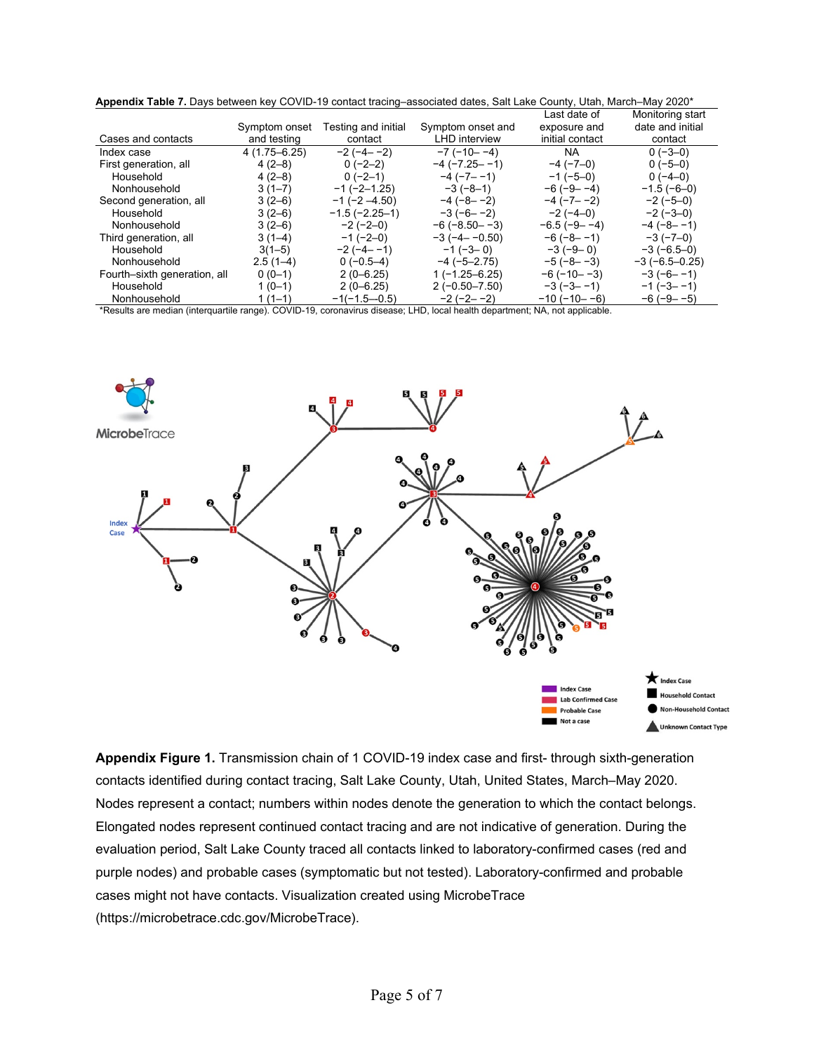**Appendix Table 7.** Days between key COVID-19 contact tracing–associated dates, Salt Lake County, Utah, March–May 2020*

| Cases and contacts | Symptom onset and testing | Testing and initial contact | Symptom onset and LHD interview | Last date of exposure and initial contact | Monitoring start date and initial contact |
|---|---|---|---|---|---|
| Index case | 4 (1.75–6.25) | −2 (−4– −2) | −7 (−10– −4) | NA | 0 (−3–0) |
| First generation, all | 4 (2–8) | 0 (−2–2) | −4 (−7.25– −1) | −4 (−7–0) | 0 (−5–0) |
| Household | 4 (2–8) | 0 (−2–1) | −4 (−7– −1) | −1 (−5–0) | 0 (−4–0) |
| Nonhousehold | 3 (1–7) | −1 (−2–1.25) | −3 (−8–1) | −6 (−9– −4) | −1.5 (−6–0) |
| Second generation, all | 3 (2–6) | −1 (−2 –4.50) | −4 (−8– −2) | −4 (−7– −2) | −2 (−5–0) |
| Household | 3 (2–6) | −1.5 (−2.25–1) | −3 (−6– −2) | −2 (−4–0) | −2 (−3–0) |
| Nonhousehold | 3 (2–6) | −2 (−2–0) | −6 (−8.50– −3) | −6.5 (−9– −4) | −4 (−8– −1) |
| Third generation, all | 3 (1–4) | −1 (−2–0) | −3 (−4– −0.50) | −6 (−8– −1) | −3 (−7–0) |
| Household | 3(1–5) | −2 (−4– −1) | −1 (−3– 0) | −3 (−9– 0) | −3 (−6.5–0) |
| Nonhousehold | 2.5 (1–4) | 0 (−0.5–4) | −4 (−5–2.75) | −5 (−8– −3) | −3 (−6.5–0.25) |
| Fourth–sixth generation, all | 0 (0–1) | 2 (0–6.25) | 1 (−1.25–6.25) | −6 (−10– −3) | −3 (−6– −1) |
| Household | 1 (0–1) | 2 (0–6.25) | 2 (−0.50–7.50) | −3 (−3– −1) | −1 (−3– −1) |
| Nonhousehold | 1 (1–1) | −1(−1.5–0.5) | −2 (−2– −2) | −10 (−10– −6) | −6 (−9– −5) |

*Results are median (interquartile range). COVID-19, coronavirus disease; LHD, local health department; NA, not applicable.

**Appendix Figure 1.** Transmission chain of 1 COVID-19 index case and first- through sixth-generation contacts identified during contact tracing, Salt Lake County, Utah, United States, March–May 2020. Nodes represent a contact; numbers within nodes denote the generation to which the contact belongs. Elongated nodes represent continued contact tracing and are not indicative of generation. During the evaluation period, Salt Lake County traced all contacts linked to laboratory-confirmed cases (red and purple nodes) and probable cases (symptomatic but not tested). Laboratory-confirmed and probable cases might not have contacts. Visualization created using MicrobeTrace (https://microbetrace.cdc.gov/MicrobeTrace).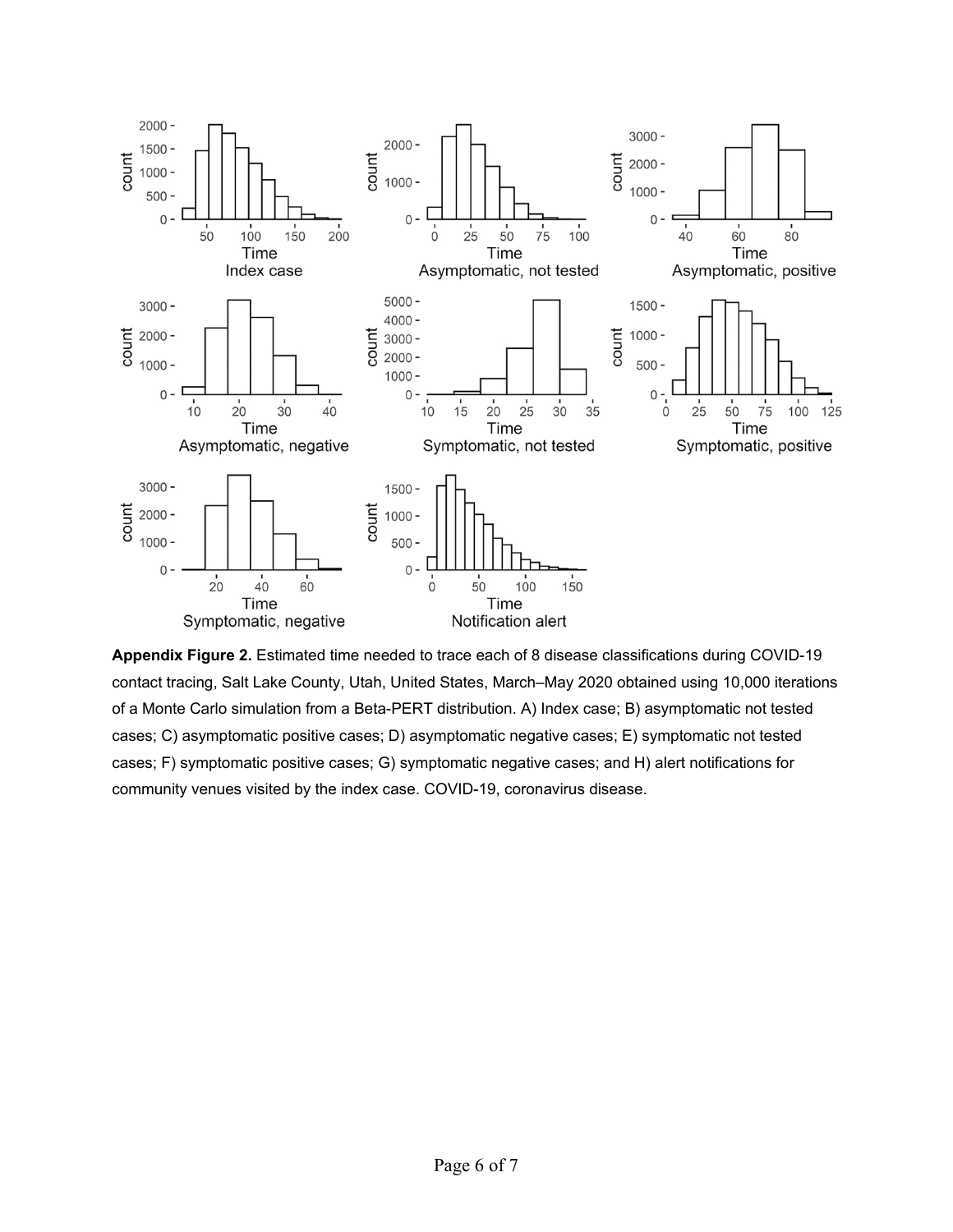**Appendix Figure 2.** Estimated time needed to trace each of 8 disease classifications during COVID-19 contact tracing, Salt Lake County, Utah, United States, March–May 2020 obtained using 10,000 iterations of a Monte Carlo simulation from a Beta-PERT distribution. A) Index case; B) asymptomatic not tested cases; C) asymptomatic positive cases; D) asymptomatic negative cases; E) symptomatic not tested cases; F) symptomatic positive cases; G) symptomatic negative cases; and H) alert notifications for community venues visited by the index case. COVID-19, coronavirus disease.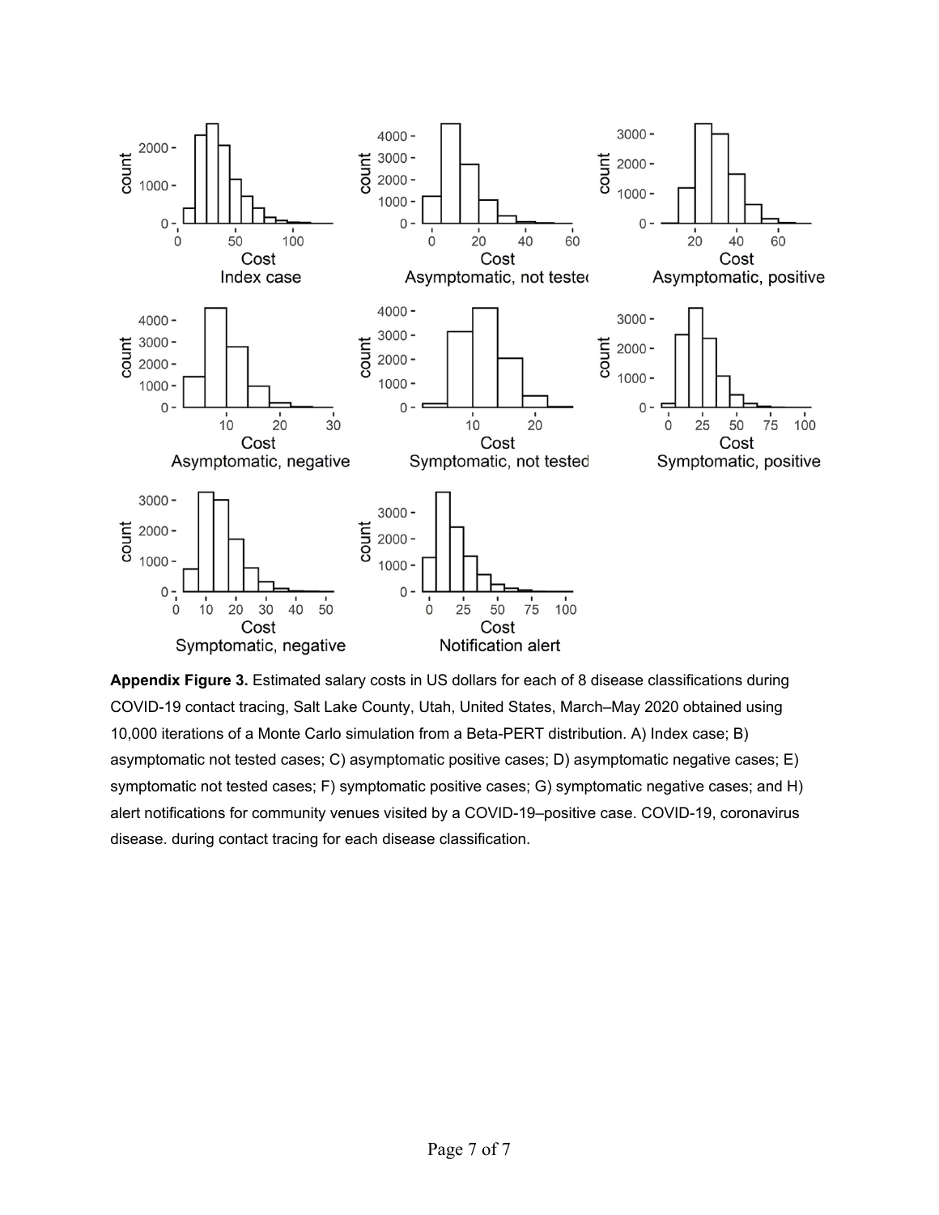count
2000
1000
0
0
50
100
Cost
Index case

count
4000
3000
2000
1000
0
0
20
40
60
Cost
Asymptomatic, not tested

count
3000
2000
1000
0
20
40
60
Cost
Asymptomatic, positive

count
4000
3000
2000
1000
0
10
20
30
Cost
Asymptomatic, negative

count
4000
3000
2000
1000
0
10
20
Cost
Symptomatic, not tested

count
3000
2000
1000
0
0
25
50
75
100
Cost
Symptomatic, positive

count
3000
2000
1000
0
0
10
20
30
40
50
Cost
Symptomatic, negative

count
3000
2000
1000
0
0
25
50
75
100
Cost
Notification alert

**Appendix Figure 3.** Estimated salary costs in US dollars for each of 8 disease classifications during COVID-19 contact tracing, Salt Lake County, Utah, United States, March–May 2020 obtained using 10,000 iterations of a Monte Carlo simulation from a Beta-PERT distribution. A) Index case; B) asymptomatic not tested cases; C) asymptomatic positive cases; D) asymptomatic negative cases; E) symptomatic not tested cases; F) symptomatic positive cases; G) symptomatic negative cases; and H) alert notifications for community venues visited by a COVID-19–positive case. COVID-19, coronavirus disease. during contact tracing for each disease classification.